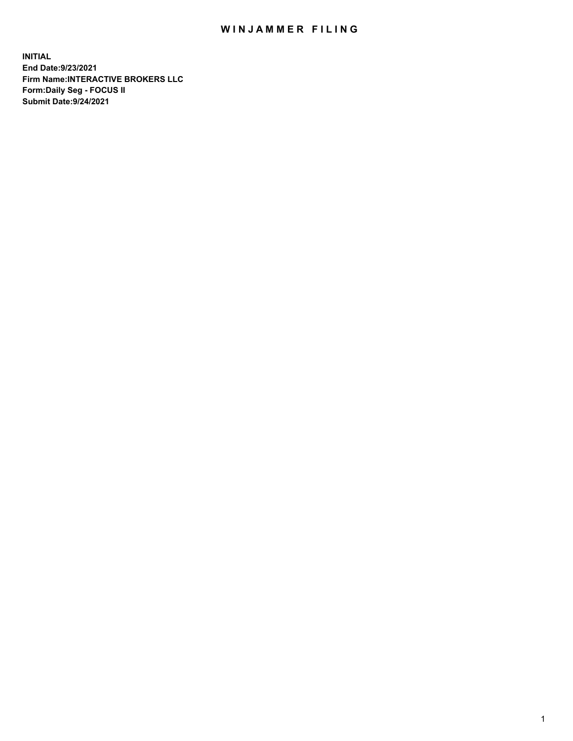# WINJAMMER FILING

**INITIAL**
**End Date:9/23/2021**
**Firm Name:INTERACTIVE BROKERS LLC**
**Form:Daily Seg - FOCUS II**
**Submit Date:9/24/2021**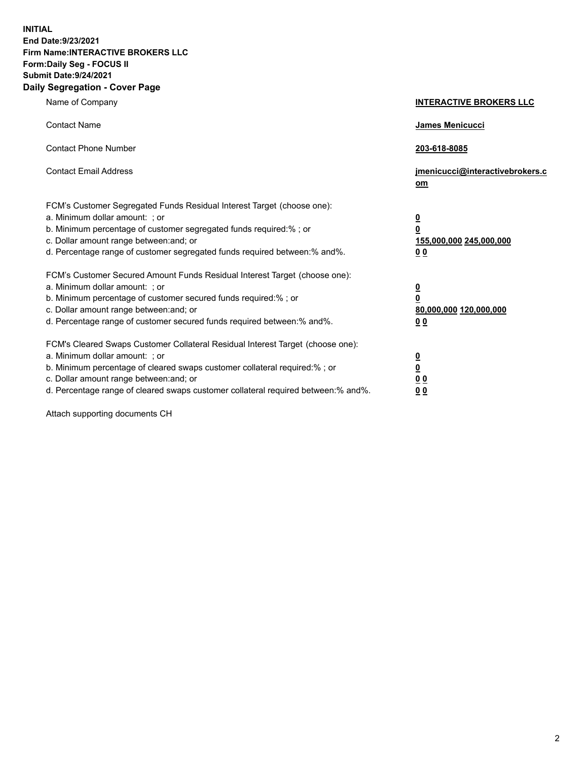**INITIAL**
**End Date:9/23/2021**
**Firm Name:INTERACTIVE BROKERS LLC**
**Form:Daily Seg - FOCUS II**
**Submit Date:9/24/2021**

## Daily Segregation - Cover Page

| | |
|---|---|
| Name of Company | **INTERACTIVE BROKERS LLC** |
| Contact Name | **James Menicucci** |
| Contact Phone Number | **203-618-8085** |
| Contact Email Address | **jmenicucci@interactivebrokers.com** |

FCM's Customer Segregated Funds Residual Interest Target (choose one):

| | |
|---|---|
| a. Minimum dollar amount: ; or | **0** |
| b. Minimum percentage of customer segregated funds required:% ; or | **0** |
| c. Dollar amount range between:and; or | **155,000,000 245,000,000** |
| d. Percentage range of customer segregated funds required between:% and%. | **0 0** |

FCM's Customer Secured Amount Funds Residual Interest Target (choose one):

| | |
|---|---|
| a. Minimum dollar amount: ; or | **0** |
| b. Minimum percentage of customer secured funds required:% ; or | **0** |
| c. Dollar amount range between:and; or | **80,000,000 120,000,000** |
| d. Percentage range of customer secured funds required between:% and%. | **0 0** |

FCM's Cleared Swaps Customer Collateral Residual Interest Target (choose one):

| | |
|---|---|
| a. Minimum dollar amount: ; or | **0** |
| b. Minimum percentage of cleared swaps customer collateral required:% ; or | **0** |
| c. Dollar amount range between:and; or | **0 0** |
| d. Percentage range of cleared swaps customer collateral required between:% and%. | **0 0** |

Attach supporting documents CH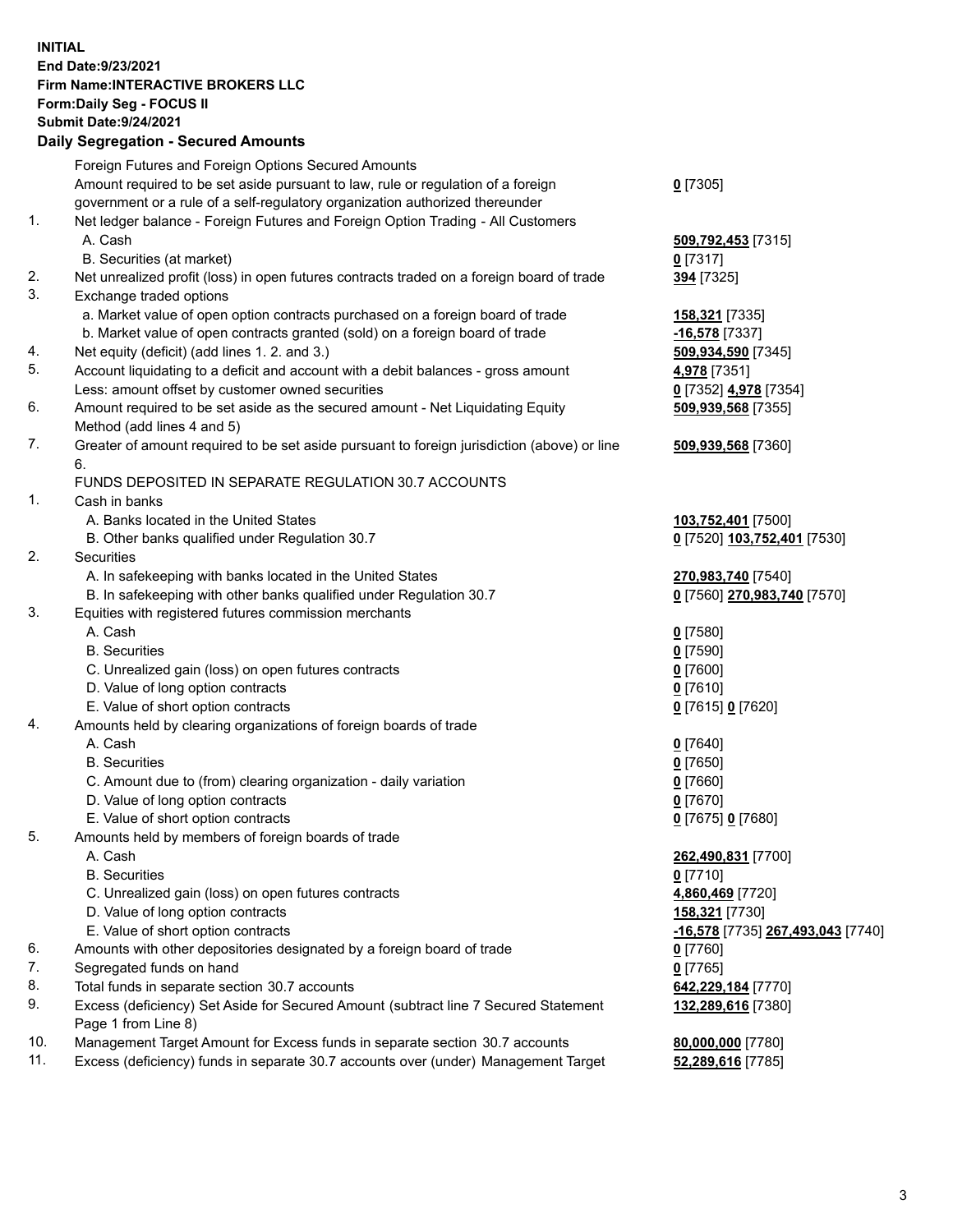**INITIAL**
**End Date:9/23/2021**
**Firm Name:INTERACTIVE BROKERS LLC**
**Form:Daily Seg - FOCUS II**
**Submit Date:9/24/2021**

**Daily Segregation - Secured Amounts**

| | | |
|---|---|---|
| | Foreign Futures and Foreign Options Secured Amounts | |
| | Amount required to be set aside pursuant to law, rule or regulation of a foreign government or a rule of a self-regulatory organization authorized thereunder | **0** [7305] |
| 1. | Net ledger balance - Foreign Futures and Foreign Option Trading - All Customers | |
| | A. Cash | **509,792,453** [7315] |
| | B. Securities (at market) | **0** [7317] |
| 2. | Net unrealized profit (loss) in open futures contracts traded on a foreign board of trade | **394** [7325] |
| 3. | Exchange traded options | |
| | a. Market value of open option contracts purchased on a foreign board of trade | **158,321** [7335] |
| | b. Market value of open contracts granted (sold) on a foreign board of trade | **-16,578** [7337] |
| 4. | Net equity (deficit) (add lines 1. 2. and 3.) | **509,934,590** [7345] |
| 5. | Account liquidating to a deficit and account with a debit balances - gross amount | **4,978** [7351] |
| | Less: amount offset by customer owned securities | **0** [7352] **4,978** [7354] |
| 6. | Amount required to be set aside as the secured amount - Net Liquidating Equity Method (add lines 4 and 5) | **509,939,568** [7355] |
| 7. | Greater of amount required to be set aside pursuant to foreign jurisdiction (above) or line 6. | **509,939,568** [7360] |
| | FUNDS DEPOSITED IN SEPARATE REGULATION 30.7 ACCOUNTS | |
| 1. | Cash in banks | |
| | A. Banks located in the United States | **103,752,401** [7500] |
| | B. Other banks qualified under Regulation 30.7 | **0** [7520] **103,752,401** [7530] |
| 2. | Securities | |
| | A. In safekeeping with banks located in the United States | **270,983,740** [7540] |
| | B. In safekeeping with other banks qualified under Regulation 30.7 | **0** [7560] **270,983,740** [7570] |
| 3. | Equities with registered futures commission merchants | |
| | A. Cash | **0** [7580] |
| | B. Securities | **0** [7590] |
| | C. Unrealized gain (loss) on open futures contracts | **0** [7600] |
| | D. Value of long option contracts | **0** [7610] |
| | E. Value of short option contracts | **0** [7615] **0** [7620] |
| 4. | Amounts held by clearing organizations of foreign boards of trade | |
| | A. Cash | **0** [7640] |
| | B. Securities | **0** [7650] |
| | C. Amount due to (from) clearing organization - daily variation | **0** [7660] |
| | D. Value of long option contracts | **0** [7670] |
| | E. Value of short option contracts | **0** [7675] **0** [7680] |
| 5. | Amounts held by members of foreign boards of trade | |
| | A. Cash | **262,490,831** [7700] |
| | B. Securities | **0** [7710] |
| | C. Unrealized gain (loss) on open futures contracts | **4,860,469** [7720] |
| | D. Value of long option contracts | **158,321** [7730] |
| | E. Value of short option contracts | **-16,578** [7735] **267,493,043** [7740] |
| 6. | Amounts with other depositories designated by a foreign board of trade | **0** [7760] |
| 7. | Segregated funds on hand | **0** [7765] |
| 8. | Total funds in separate section 30.7 accounts | **642,229,184** [7770] |
| 9. | Excess (deficiency) Set Aside for Secured Amount (subtract line 7 Secured Statement Page 1 from Line 8) | **132,289,616** [7380] |
| 10. | Management Target Amount for Excess funds in separate section 30.7 accounts | **80,000,000** [7780] |
| 11. | Excess (deficiency) funds in separate 30.7 accounts over (under) Management Target | **52,289,616** [7785] |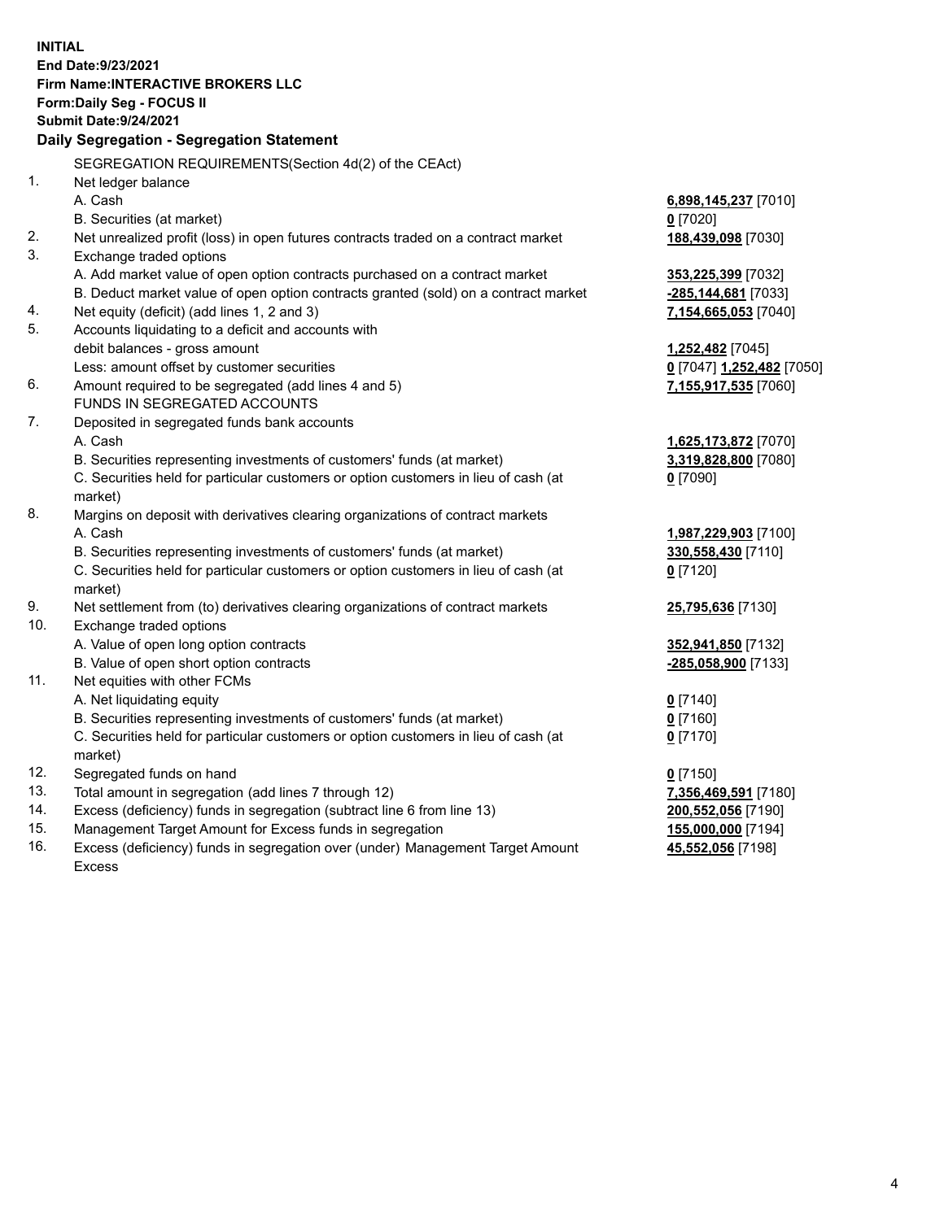**INITIAL**
**End Date:9/23/2021**
**Firm Name:INTERACTIVE BROKERS LLC**
**Form:Daily Seg - FOCUS II**
**Submit Date:9/24/2021**

## Daily Segregation - Segregation Statement

| | | |
|---|---|---|
| | SEGREGATION REQUIREMENTS(Section 4d(2) of the CEAct) | |
| 1. | Net ledger balance | |
| | A. Cash | **6,898,145,237** [7010] |
| | B. Securities (at market) | **0** [7020] |
| 2. | Net unrealized profit (loss) in open futures contracts traded on a contract market | **188,439,098** [7030] |
| 3. | Exchange traded options | |
| | A. Add market value of open option contracts purchased on a contract market | **353,225,399** [7032] |
| | B. Deduct market value of open option contracts granted (sold) on a contract market | **-285,144,681** [7033] |
| 4. | Net equity (deficit) (add lines 1, 2 and 3) | **7,154,665,053** [7040] |
| 5. | Accounts liquidating to a deficit and accounts with | |
| | debit balances - gross amount | **1,252,482** [7045] |
| | Less: amount offset by customer securities | **0** [7047] **1,252,482** [7050] |
| 6. | Amount required to be segregated (add lines 4 and 5) | **7,155,917,535** [7060] |
| | FUNDS IN SEGREGATED ACCOUNTS | |
| 7. | Deposited in segregated funds bank accounts | |
| | A. Cash | **1,625,173,872** [7070] |
| | B. Securities representing investments of customers' funds (at market) | **3,319,828,800** [7080] |
| | C. Securities held for particular customers or option customers in lieu of cash (at market) | **0** [7090] |
| 8. | Margins on deposit with derivatives clearing organizations of contract markets | |
| | A. Cash | **1,987,229,903** [7100] |
| | B. Securities representing investments of customers' funds (at market) | **330,558,430** [7110] |
| | C. Securities held for particular customers or option customers in lieu of cash (at market) | **0** [7120] |
| 9. | Net settlement from (to) derivatives clearing organizations of contract markets | **25,795,636** [7130] |
| 10. | Exchange traded options | |
| | A. Value of open long option contracts | **352,941,850** [7132] |
| | B. Value of open short option contracts | **-285,058,900** [7133] |
| 11. | Net equities with other FCMs | |
| | A. Net liquidating equity | **0** [7140] |
| | B. Securities representing investments of customers' funds (at market) | **0** [7160] |
| | C. Securities held for particular customers or option customers in lieu of cash (at market) | **0** [7170] |
| 12. | Segregated funds on hand | **0** [7150] |
| 13. | Total amount in segregation (add lines 7 through 12) | **7,356,469,591** [7180] |
| 14. | Excess (deficiency) funds in segregation (subtract line 6 from line 13) | **200,552,056** [7190] |
| 15. | Management Target Amount for Excess funds in segregation | **155,000,000** [7194] |
| 16. | Excess (deficiency) funds in segregation over (under) Management Target Amount Excess | **45,552,056** [7198] |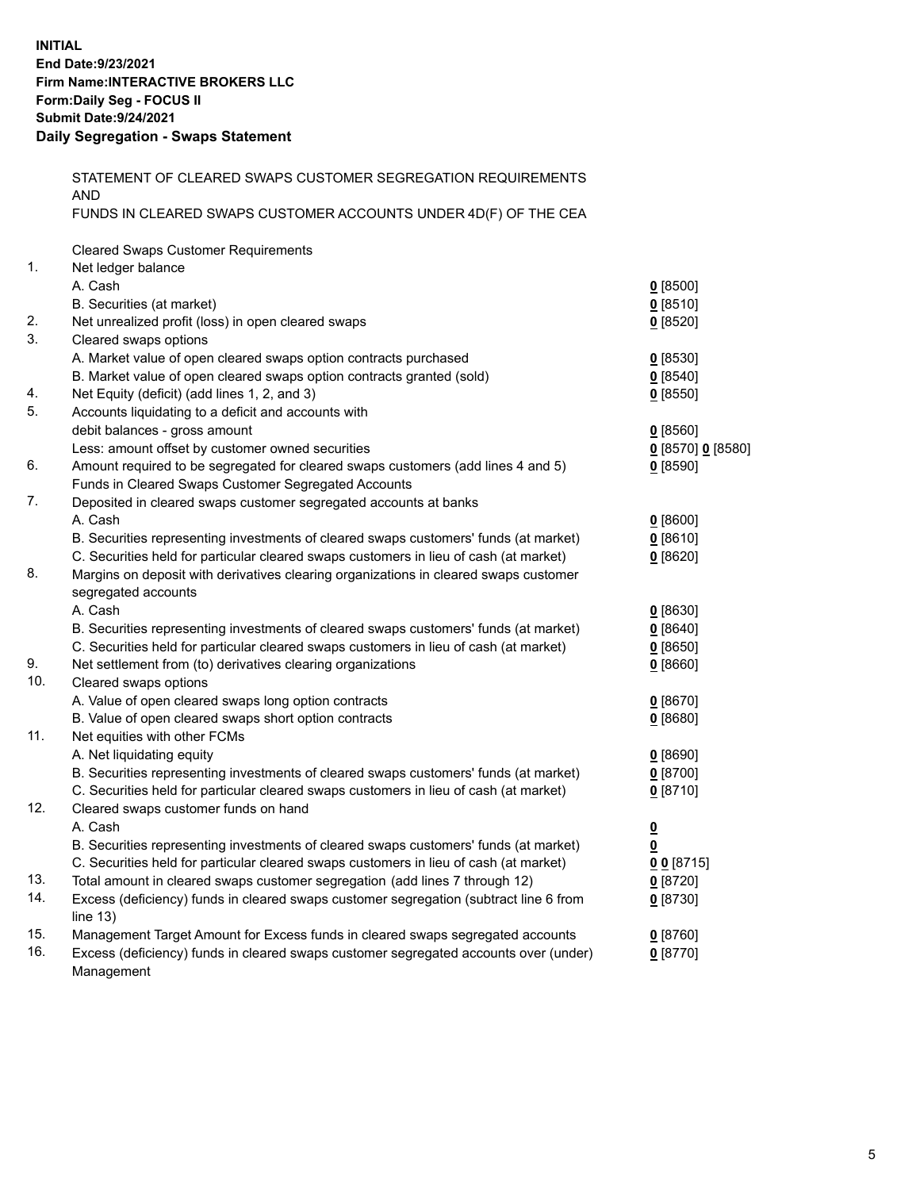**INITIAL**
**End Date:9/23/2021**
**Firm Name:INTERACTIVE BROKERS LLC**
**Form:Daily Seg - FOCUS II**
**Submit Date:9/24/2021**
**Daily Segregation - Swaps Statement**

STATEMENT OF CLEARED SWAPS CUSTOMER SEGREGATION REQUIREMENTS AND FUNDS IN CLEARED SWAPS CUSTOMER ACCOUNTS UNDER 4D(F) OF THE CEA

| | | |
|---|---|---|
| | Cleared Swaps Customer Requirements | |
| 1. | Net ledger balance | |
| | A. Cash | 0 [8500] |
| | B. Securities (at market) | 0 [8510] |
| 2. | Net unrealized profit (loss) in open cleared swaps | 0 [8520] |
| 3. | Cleared swaps options | |
| | A. Market value of open cleared swaps option contracts purchased | 0 [8530] |
| | B. Market value of open cleared swaps option contracts granted (sold) | 0 [8540] |
| 4. | Net Equity (deficit) (add lines 1, 2, and 3) | 0 [8550] |
| 5. | Accounts liquidating to a deficit and accounts with debit balances - gross amount | 0 [8560] |
| | Less: amount offset by customer owned securities | 0 [8570] 0 [8580] |
| 6. | Amount required to be segregated for cleared swaps customers (add lines 4 and 5) | 0 [8590] |
| | Funds in Cleared Swaps Customer Segregated Accounts | |
| 7. | Deposited in cleared swaps customer segregated accounts at banks | |
| | A. Cash | 0 [8600] |
| | B. Securities representing investments of cleared swaps customers' funds (at market) | 0 [8610] |
| | C. Securities held for particular cleared swaps customers in lieu of cash (at market) | 0 [8620] |
| 8. | Margins on deposit with derivatives clearing organizations in cleared swaps customer segregated accounts | |
| | A. Cash | 0 [8630] |
| | B. Securities representing investments of cleared swaps customers' funds (at market) | 0 [8640] |
| | C. Securities held for particular cleared swaps customers in lieu of cash (at market) | 0 [8650] |
| 9. | Net settlement from (to) derivatives clearing organizations | 0 [8660] |
| 10. | Cleared swaps options | |
| | A. Value of open cleared swaps long option contracts | 0 [8670] |
| | B. Value of open cleared swaps short option contracts | 0 [8680] |
| 11. | Net equities with other FCMs | |
| | A. Net liquidating equity | 0 [8690] |
| | B. Securities representing investments of cleared swaps customers' funds (at market) | 0 [8700] |
| | C. Securities held for particular cleared swaps customers in lieu of cash (at market) | 0 [8710] |
| 12. | Cleared swaps customer funds on hand | |
| | A. Cash | 0 |
| | B. Securities representing investments of cleared swaps customers' funds (at market) | 0 |
| | C. Securities held for particular cleared swaps customers in lieu of cash (at market) | 0 0 [8715] |
| 13. | Total amount in cleared swaps customer segregation (add lines 7 through 12) | 0 [8720] |
| 14. | Excess (deficiency) funds in cleared swaps customer segregation (subtract line 6 from line 13) | 0 [8730] |
| 15. | Management Target Amount for Excess funds in cleared swaps segregated accounts | 0 [8760] |
| 16. | Excess (deficiency) funds in cleared swaps customer segregated accounts over (under) Management | 0 [8770] |